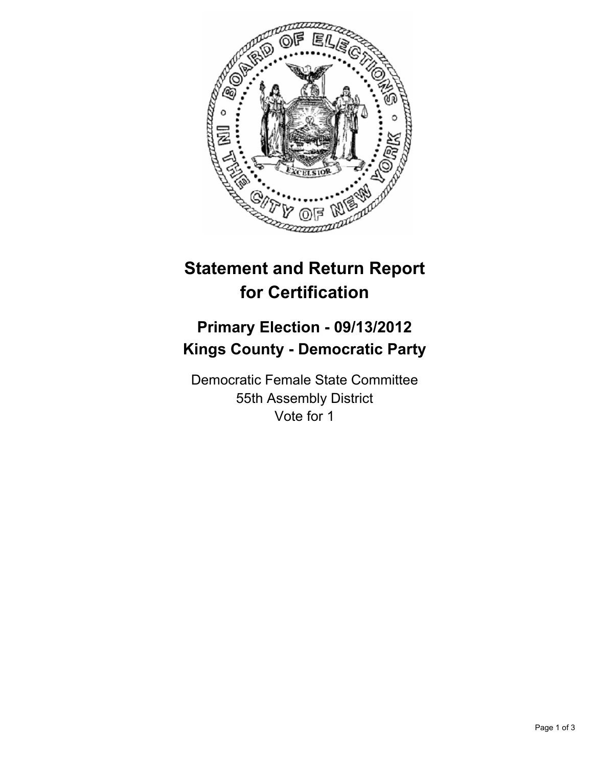# Statement and Return Report for Certification

## Primary Election - 09/13/2012
## Kings County - Democratic Party

Democratic Female State Committee
55th Assembly District
Vote for 1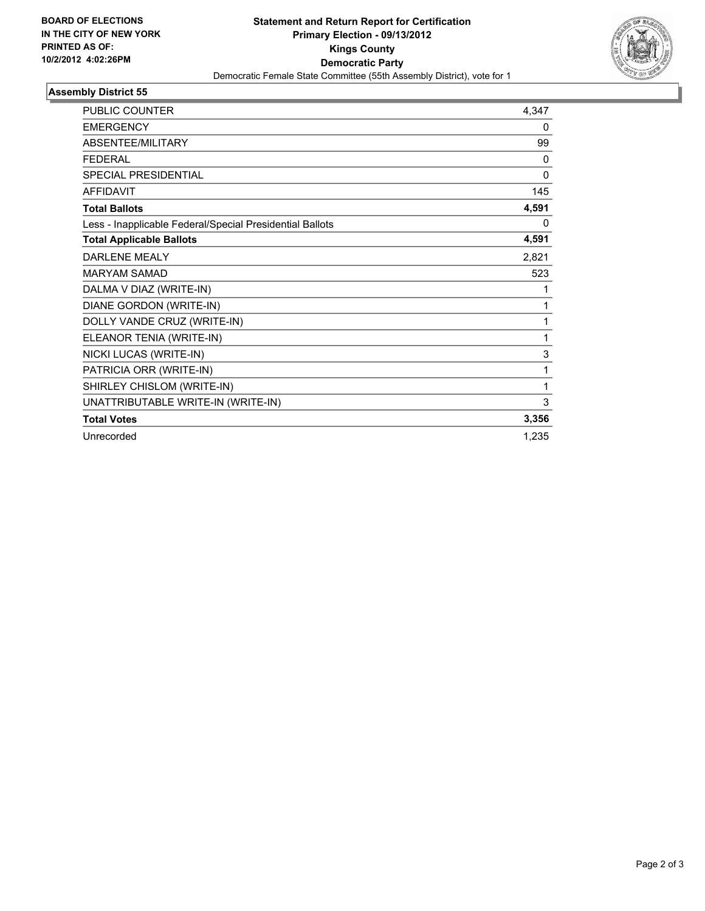**BOARD OF ELECTIONS IN THE CITY OF NEW YORK PRINTED AS OF: 10/2/2012 4:02:26PM**

**Statement and Return Report for Certification**
**Primary Election - 09/13/2012**
**Kings County**
**Democratic Party**
Democratic Female State Committee (55th Assembly District), vote for 1

## Assembly District 55

| | |
|---|---|
| PUBLIC COUNTER | 4,347 |
| EMERGENCY | 0 |
| ABSENTEE/MILITARY | 99 |
| FEDERAL | 0 |
| SPECIAL PRESIDENTIAL | 0 |
| AFFIDAVIT | 145 |
| **Total Ballots** | **4,591** |
| Less - Inapplicable Federal/Special Presidential Ballots | 0 |
| **Total Applicable Ballots** | **4,591** |
| DARLENE MEALY | 2,821 |
| MARYAM SAMAD | 523 |
| DALMA V DIAZ (WRITE-IN) | 1 |
| DIANE GORDON (WRITE-IN) | 1 |
| DOLLY VANDE CRUZ (WRITE-IN) | 1 |
| ELEANOR TENIA (WRITE-IN) | 1 |
| NICKI LUCAS (WRITE-IN) | 3 |
| PATRICIA ORR (WRITE-IN) | 1 |
| SHIRLEY CHISLOM (WRITE-IN) | 1 |
| UNATTRIBUTABLE WRITE-IN (WRITE-IN) | 3 |
| **Total Votes** | **3,356** |
| Unrecorded | 1,235 |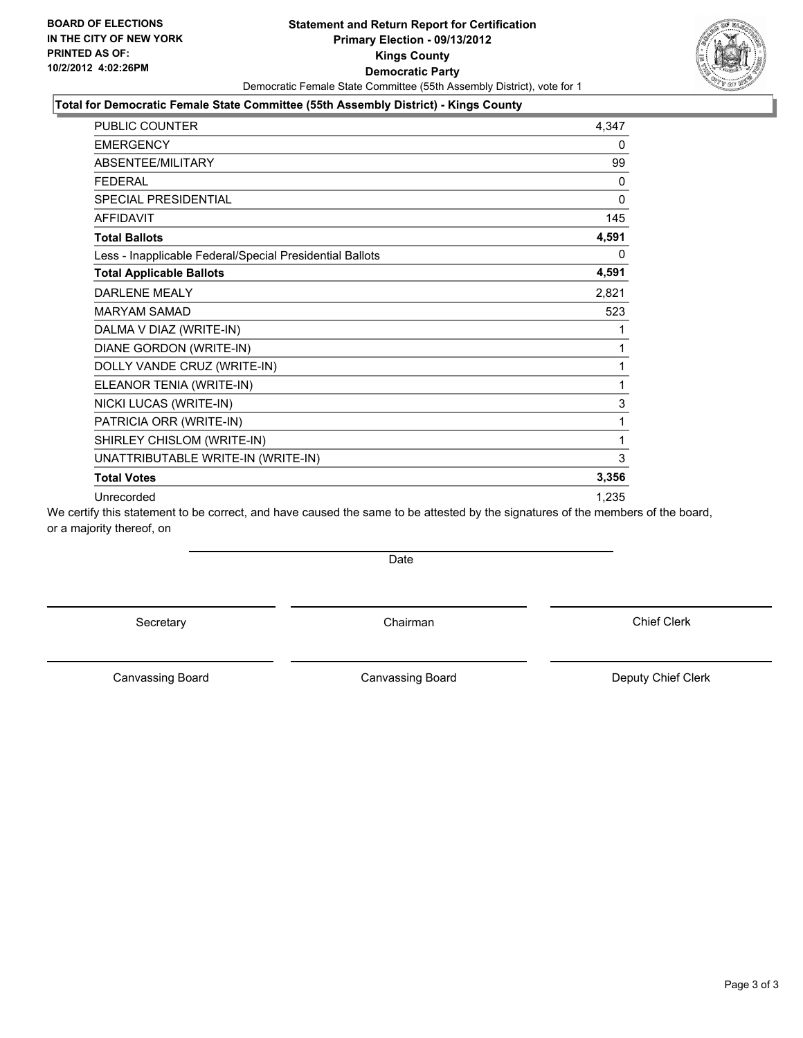**BOARD OF ELECTIONS IN THE CITY OF NEW YORK PRINTED AS OF: 10/2/2012 4:02:26PM**

# Statement and Return Report for Certification
## Primary Election - 09/13/2012
## Kings County
## Democratic Party

Democratic Female State Committee (55th Assembly District), vote for 1

### Total for Democratic Female State Committee (55th Assembly District) - Kings County

| | |
|---|---|
| PUBLIC COUNTER | 4,347 |
| EMERGENCY | 0 |
| ABSENTEE/MILITARY | 99 |
| FEDERAL | 0 |
| SPECIAL PRESIDENTIAL | 0 |
| AFFIDAVIT | 145 |
| **Total Ballots** | **4,591** |
| Less - Inapplicable Federal/Special Presidential Ballots | 0 |
| **Total Applicable Ballots** | **4,591** |
| DARLENE MEALY | 2,821 |
| MARYAM SAMAD | 523 |
| DALMA V DIAZ (WRITE-IN) | 1 |
| DIANE GORDON (WRITE-IN) | 1 |
| DOLLY VANDE CRUZ (WRITE-IN) | 1 |
| ELEANOR TENIA (WRITE-IN) | 1 |
| NICKI LUCAS (WRITE-IN) | 3 |
| PATRICIA ORR (WRITE-IN) | 1 |
| SHIRLEY CHISLOM (WRITE-IN) | 1 |
| UNATTRIBUTABLE WRITE-IN (WRITE-IN) | 3 |
| **Total Votes** | **3,356** |
| Unrecorded | 1,235 |

We certify this statement to be correct, and have caused the same to be attested by the signatures of the members of the board, or a majority thereof, on

Date

Secretary

Chairman

Chief Clerk

Canvassing Board

Canvassing Board

Deputy Chief Clerk